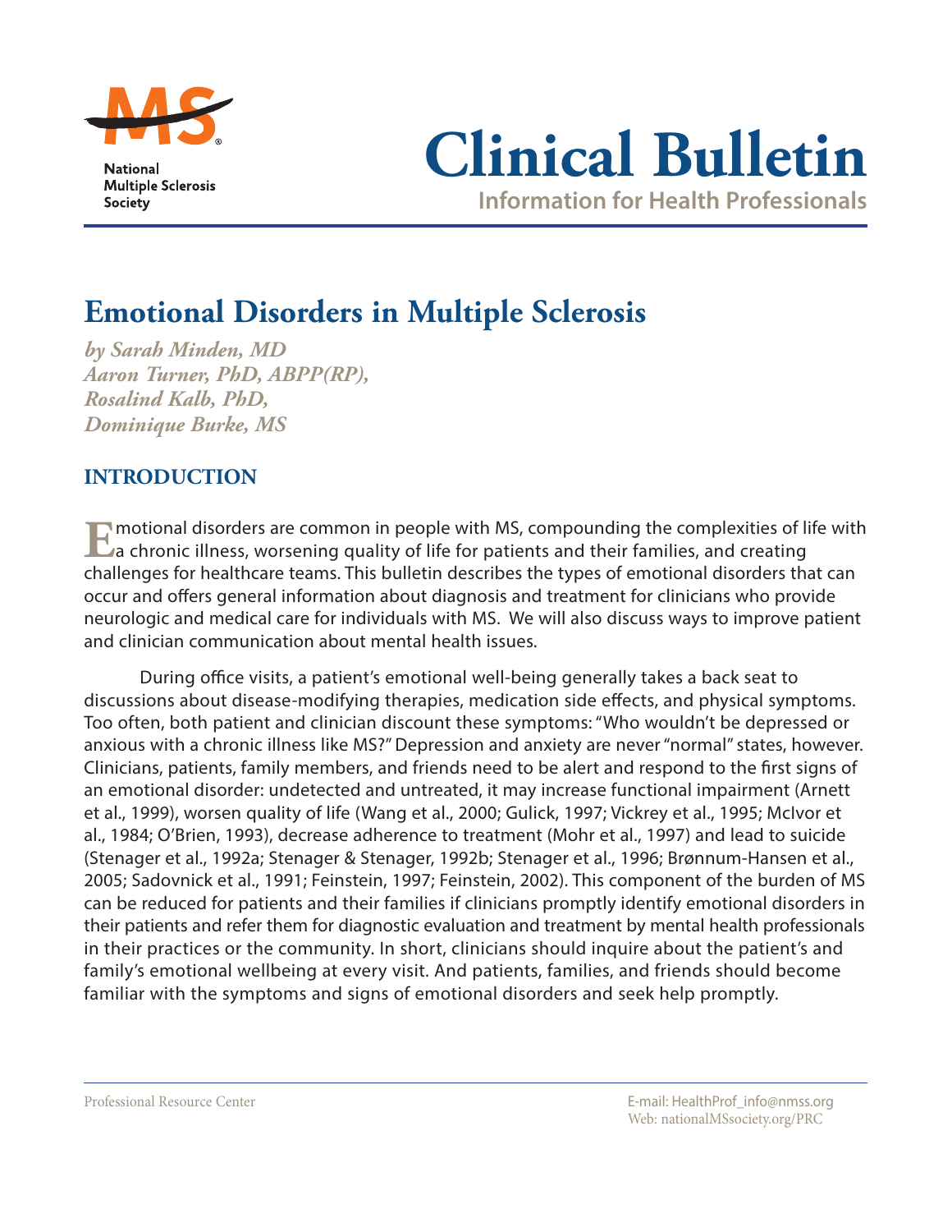National Multiple Sclerosis Society

# Clinical Bulletin

**Information for Health Professionals**

## Emotional Disorders in Multiple Sclerosis

***by Sarah Minden, MD***
***Aaron Turner, PhD, ABPP(RP),***
***Rosalind Kalb, PhD,***
***Dominique Burke, MS***

### INTRODUCTION

Emotional disorders are common in people with MS, compounding the complexities of life with a chronic illness, worsening quality of life for patients and their families, and creating challenges for healthcare teams. This bulletin describes the types of emotional disorders that can occur and offers general information about diagnosis and treatment for clinicians who provide neurologic and medical care for individuals with MS. We will also discuss ways to improve patient and clinician communication about mental health issues.

During office visits, a patient's emotional well-being generally takes a back seat to discussions about disease-modifying therapies, medication side effects, and physical symptoms. Too often, both patient and clinician discount these symptoms: "Who wouldn't be depressed or anxious with a chronic illness like MS?" Depression and anxiety are never "normal" states, however. Clinicians, patients, family members, and friends need to be alert and respond to the first signs of an emotional disorder: undetected and untreated, it may increase functional impairment (Arnett et al., 1999), worsen quality of life (Wang et al., 2000; Gulick, 1997; Vickrey et al., 1995; McIvor et al., 1984; O'Brien, 1993), decrease adherence to treatment (Mohr et al., 1997) and lead to suicide (Stenager et al., 1992a; Stenager & Stenager, 1992b; Stenager et al., 1996; Brønnum-Hansen et al., 2005; Sadovnick et al., 1991; Feinstein, 1997; Feinstein, 2002). This component of the burden of MS can be reduced for patients and their families if clinicians promptly identify emotional disorders in their patients and refer them for diagnostic evaluation and treatment by mental health professionals in their practices or the community. In short, clinicians should inquire about the patient's and family's emotional wellbeing at every visit. And patients, families, and friends should become familiar with the symptoms and signs of emotional disorders and seek help promptly.

Professional Resource Center

E-mail: HealthProf_info@nmss.org
Web: nationalMSsociety.org/PRC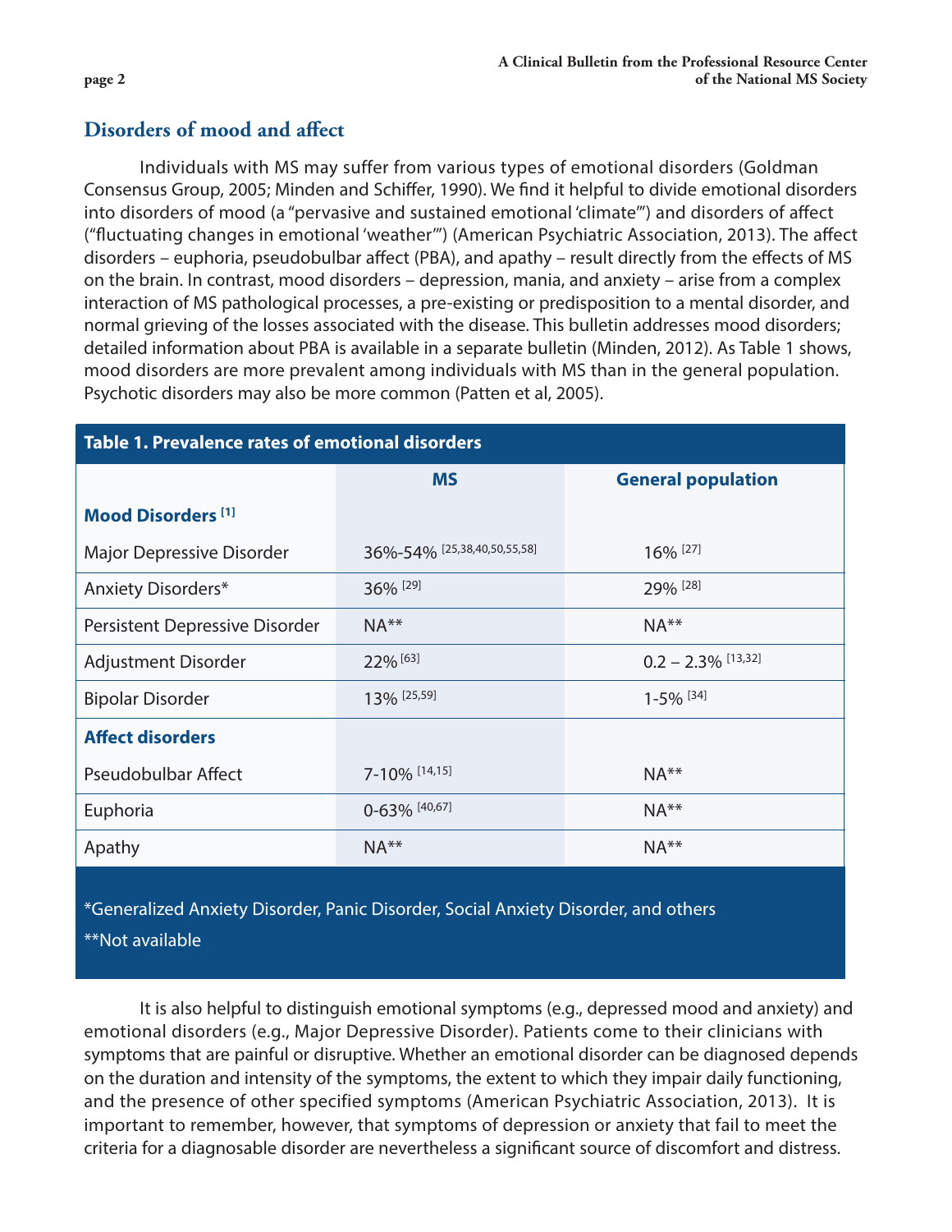## Disorders of mood and affect

Individuals with MS may suffer from various types of emotional disorders (Goldman Consensus Group, 2005; Minden and Schiffer, 1990). We find it helpful to divide emotional disorders into disorders of mood (a "pervasive and sustained emotional 'climate'") and disorders of affect ("fluctuating changes in emotional 'weather'") (American Psychiatric Association, 2013). The affect disorders – euphoria, pseudobulbar affect (PBA), and apathy – result directly from the effects of MS on the brain. In contrast, mood disorders – depression, mania, and anxiety – arise from a complex interaction of MS pathological processes, a pre-existing or predisposition to a mental disorder, and normal grieving of the losses associated with the disease. This bulletin addresses mood disorders; detailed information about PBA is available in a separate bulletin (Minden, 2012). As Table 1 shows, mood disorders are more prevalent among individuals with MS than in the general population. Psychotic disorders may also be more common (Patten et al, 2005).

**Table 1. Prevalence rates of emotional disorders**

| | MS | General population |
|---|---|---|
| **Mood Disorders [1]** | | |
| Major Depressive Disorder | 36%-54% [25,38,40,50,55,58] | 16% [27] |
| Anxiety Disorders* | 36% [29] | 29% [28] |
| Persistent Depressive Disorder | NA** | NA** |
| Adjustment Disorder | 22% [63] | 0.2 – 2.3% [13,32] |
| Bipolar Disorder | 13% [25,59] | 1-5% [34] |
| **Affect disorders** | | |
| Pseudobulbar Affect | 7-10% [14,15] | NA** |
| Euphoria | 0-63% [40,67] | NA** |
| Apathy | NA** | NA** |

*Generalized Anxiety Disorder, Panic Disorder, Social Anxiety Disorder, and others

**Not available

It is also helpful to distinguish emotional symptoms (e.g., depressed mood and anxiety) and emotional disorders (e.g., Major Depressive Disorder). Patients come to their clinicians with symptoms that are painful or disruptive. Whether an emotional disorder can be diagnosed depends on the duration and intensity of the symptoms, the extent to which they impair daily functioning, and the presence of other specified symptoms (American Psychiatric Association, 2013). It is important to remember, however, that symptoms of depression or anxiety that fail to meet the criteria for a diagnosable disorder are nevertheless a significant source of discomfort and distress.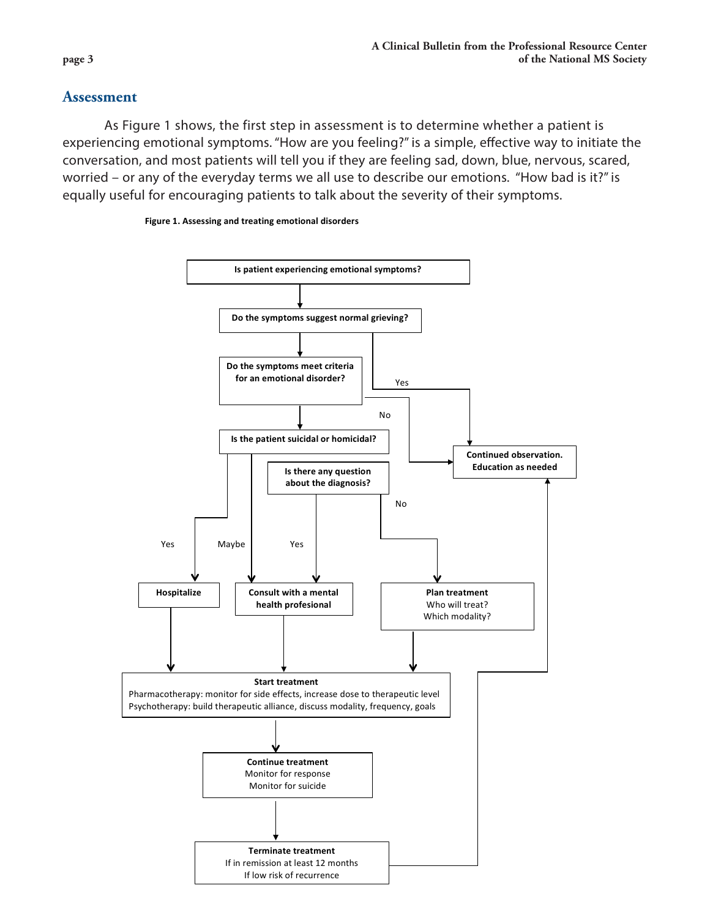## Assessment

As Figure 1 shows, the first step in assessment is to determine whether a patient is experiencing emotional symptoms. "How are you feeling?" is a simple, effective way to initiate the conversation, and most patients will tell you if they are feeling sad, down, blue, nervous, scared, worried – or any of the everyday terms we all use to describe our emotions. "How bad is it?" is equally useful for encouraging patients to talk about the severity of their symptoms.

**Figure 1. Assessing and treating emotional disorders**

- **Is patient experiencing emotional symptoms?**
  - → **Do the symptoms suggest normal grieving?**
    - Yes → **Continued observation. Education as needed**
    - → **Do the symptoms meet criteria for an emotional disorder?**
      - No → **Continued observation. Education as needed**
      - → **Is the patient suicidal or homicidal?**
        - Yes → **Hospitalize** → Start treatment
        - Maybe → **Consult with a mental health profesional** → Start treatment
        - → **Is there any question about the diagnosis?**
          - Yes → **Consult with a mental health profesional** → Start treatment
          - No → **Plan treatment** (Who will treat? Which modality?) → Start treatment
- **Start treatment**
  - Pharmacotherapy: monitor for side effects, increase dose to therapeutic level
  - Psychotherapy: build therapeutic alliance, discuss modality, frequency, goals
- → **Continue treatment**
  - Monitor for response
  - Monitor for suicide
- → **Terminate treatment**
  - If in remission at least 12 months
  - If low risk of recurrence
  - → **Continued observation. Education as needed**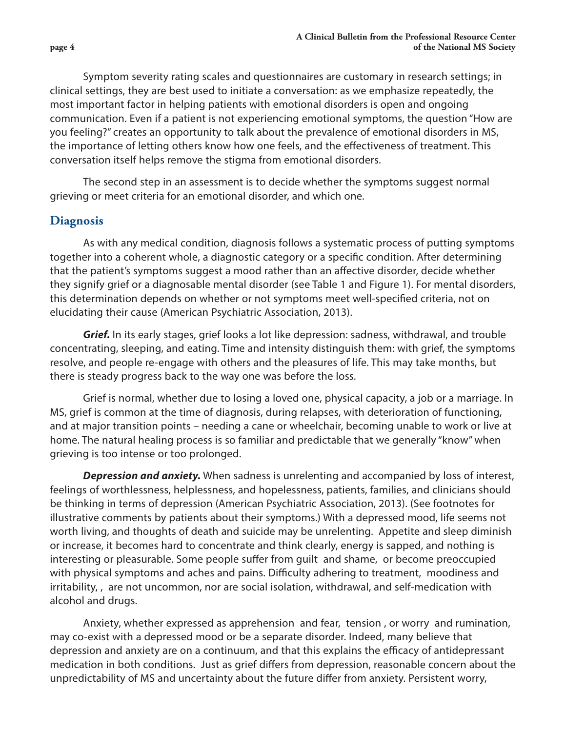Symptom severity rating scales and questionnaires are customary in research settings; in clinical settings, they are best used to initiate a conversation: as we emphasize repeatedly, the most important factor in helping patients with emotional disorders is open and ongoing communication. Even if a patient is not experiencing emotional symptoms, the question "How are you feeling?" creates an opportunity to talk about the prevalence of emotional disorders in MS, the importance of letting others know how one feels, and the effectiveness of treatment. This conversation itself helps remove the stigma from emotional disorders.

The second step in an assessment is to decide whether the symptoms suggest normal grieving or meet criteria for an emotional disorder, and which one.

## Diagnosis

As with any medical condition, diagnosis follows a systematic process of putting symptoms together into a coherent whole, a diagnostic category or a specific condition. After determining that the patient's symptoms suggest a mood rather than an affective disorder, decide whether they signify grief or a diagnosable mental disorder (see Table 1 and Figure 1). For mental disorders, this determination depends on whether or not symptoms meet well-specified criteria, not on elucidating their cause (American Psychiatric Association, 2013).

***Grief.*** In its early stages, grief looks a lot like depression: sadness, withdrawal, and trouble concentrating, sleeping, and eating. Time and intensity distinguish them: with grief, the symptoms resolve, and people re-engage with others and the pleasures of life. This may take months, but there is steady progress back to the way one was before the loss.

Grief is normal, whether due to losing a loved one, physical capacity, a job or a marriage. In MS, grief is common at the time of diagnosis, during relapses, with deterioration of functioning, and at major transition points – needing a cane or wheelchair, becoming unable to work or live at home. The natural healing process is so familiar and predictable that we generally "know" when grieving is too intense or too prolonged.

***Depression and anxiety.*** When sadness is unrelenting and accompanied by loss of interest, feelings of worthlessness, helplessness, and hopelessness, patients, families, and clinicians should be thinking in terms of depression (American Psychiatric Association, 2013). (See footnotes for illustrative comments by patients about their symptoms.) With a depressed mood, life seems not worth living, and thoughts of death and suicide may be unrelenting. Appetite and sleep diminish or increase, it becomes hard to concentrate and think clearly, energy is sapped, and nothing is interesting or pleasurable. Some people suffer from guilt and shame, or become preoccupied with physical symptoms and aches and pains. Difficulty adhering to treatment, moodiness and irritability, , are not uncommon, nor are social isolation, withdrawal, and self-medication with alcohol and drugs.

Anxiety, whether expressed as apprehension and fear, tension , or worry and rumination, may co-exist with a depressed mood or be a separate disorder. Indeed, many believe that depression and anxiety are on a continuum, and that this explains the efficacy of antidepressant medication in both conditions. Just as grief differs from depression, reasonable concern about the unpredictability of MS and uncertainty about the future differ from anxiety. Persistent worry,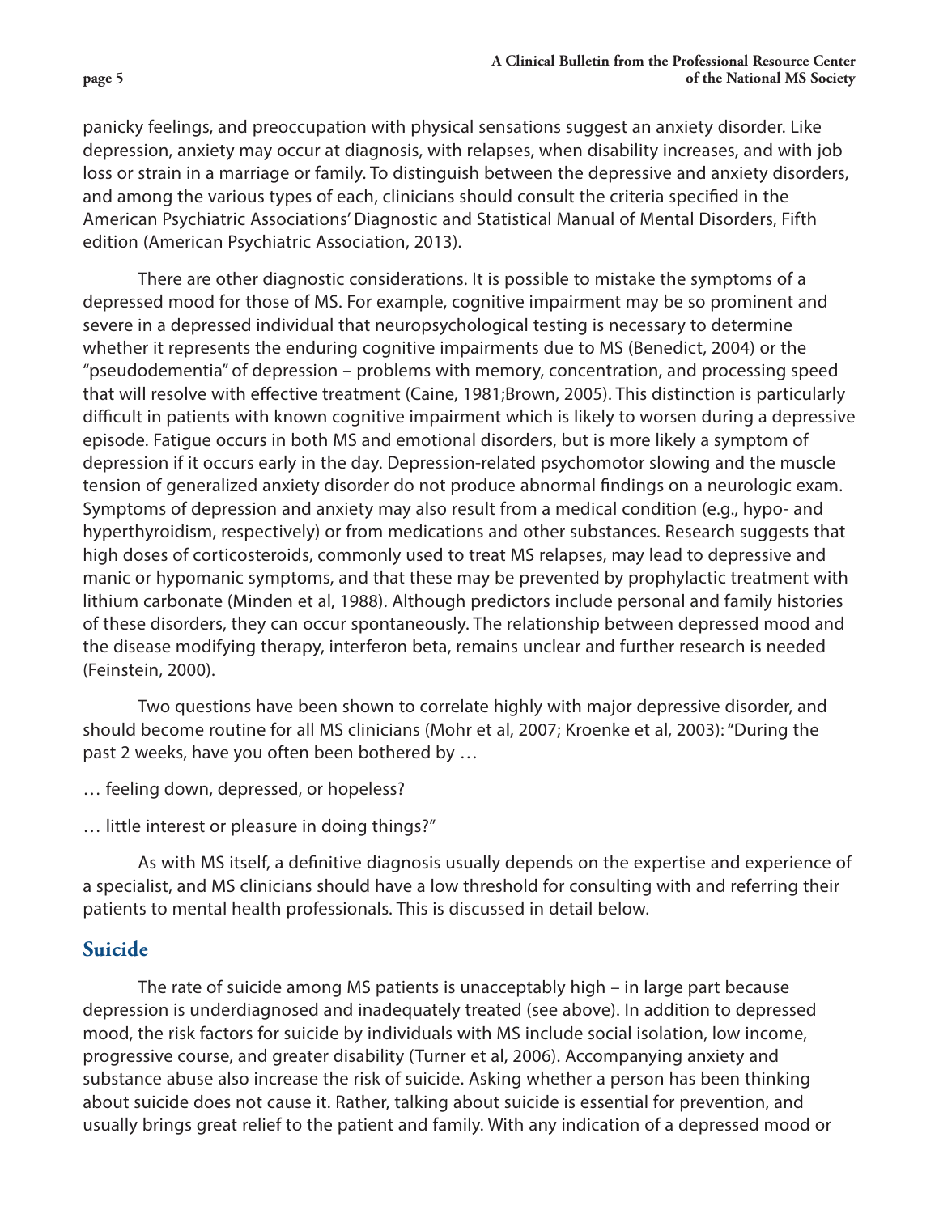panicky feelings, and preoccupation with physical sensations suggest an anxiety disorder. Like depression, anxiety may occur at diagnosis, with relapses, when disability increases, and with job loss or strain in a marriage or family. To distinguish between the depressive and anxiety disorders, and among the various types of each, clinicians should consult the criteria specified in the American Psychiatric Associations' Diagnostic and Statistical Manual of Mental Disorders, Fifth edition (American Psychiatric Association, 2013).

There are other diagnostic considerations. It is possible to mistake the symptoms of a depressed mood for those of MS. For example, cognitive impairment may be so prominent and severe in a depressed individual that neuropsychological testing is necessary to determine whether it represents the enduring cognitive impairments due to MS (Benedict, 2004) or the "pseudodementia" of depression – problems with memory, concentration, and processing speed that will resolve with effective treatment (Caine, 1981;Brown, 2005). This distinction is particularly difficult in patients with known cognitive impairment which is likely to worsen during a depressive episode. Fatigue occurs in both MS and emotional disorders, but is more likely a symptom of depression if it occurs early in the day. Depression-related psychomotor slowing and the muscle tension of generalized anxiety disorder do not produce abnormal findings on a neurologic exam. Symptoms of depression and anxiety may also result from a medical condition (e.g., hypo- and hyperthyroidism, respectively) or from medications and other substances. Research suggests that high doses of corticosteroids, commonly used to treat MS relapses, may lead to depressive and manic or hypomanic symptoms, and that these may be prevented by prophylactic treatment with lithium carbonate (Minden et al, 1988). Although predictors include personal and family histories of these disorders, they can occur spontaneously. The relationship between depressed mood and the disease modifying therapy, interferon beta, remains unclear and further research is needed (Feinstein, 2000).

Two questions have been shown to correlate highly with major depressive disorder, and should become routine for all MS clinicians (Mohr et al, 2007; Kroenke et al, 2003): "During the past 2 weeks, have you often been bothered by …

… feeling down, depressed, or hopeless?

… little interest or pleasure in doing things?"

As with MS itself, a definitive diagnosis usually depends on the expertise and experience of a specialist, and MS clinicians should have a low threshold for consulting with and referring their patients to mental health professionals. This is discussed in detail below.

## Suicide

The rate of suicide among MS patients is unacceptably high – in large part because depression is underdiagnosed and inadequately treated (see above). In addition to depressed mood, the risk factors for suicide by individuals with MS include social isolation, low income, progressive course, and greater disability (Turner et al, 2006). Accompanying anxiety and substance abuse also increase the risk of suicide. Asking whether a person has been thinking about suicide does not cause it. Rather, talking about suicide is essential for prevention, and usually brings great relief to the patient and family. With any indication of a depressed mood or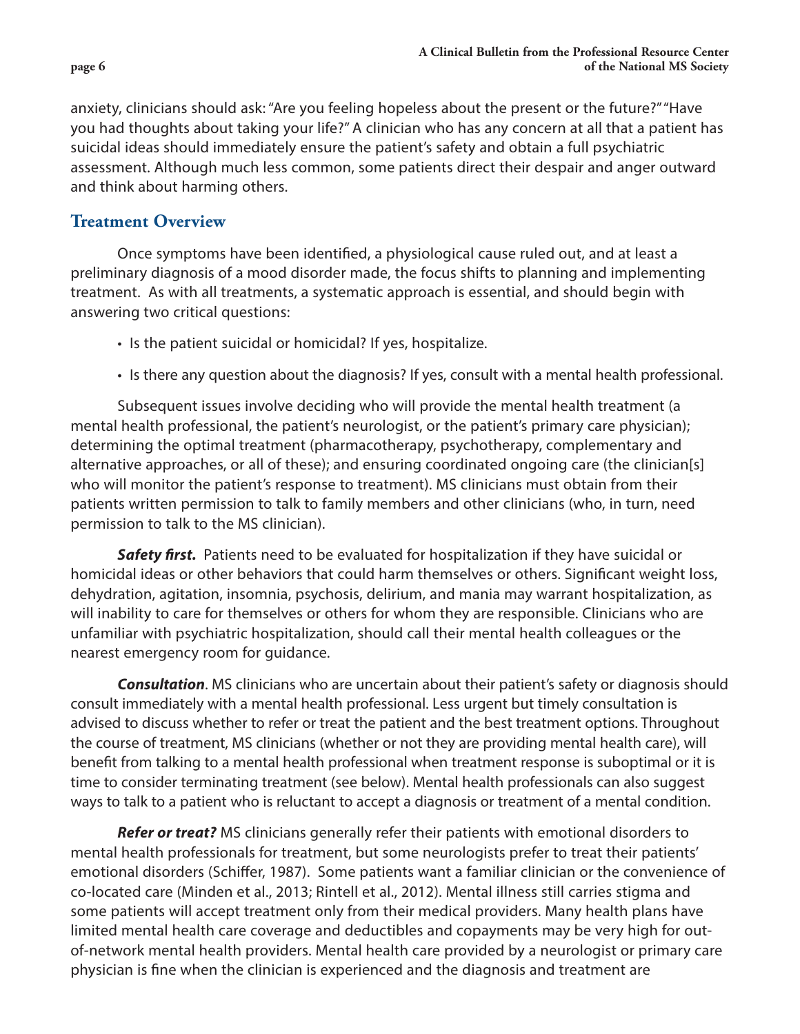anxiety, clinicians should ask: "Are you feeling hopeless about the present or the future?" "Have you had thoughts about taking your life?" A clinician who has any concern at all that a patient has suicidal ideas should immediately ensure the patient's safety and obtain a full psychiatric assessment. Although much less common, some patients direct their despair and anger outward and think about harming others.

## Treatment Overview

Once symptoms have been identified, a physiological cause ruled out, and at least a preliminary diagnosis of a mood disorder made, the focus shifts to planning and implementing treatment. As with all treatments, a systematic approach is essential, and should begin with answering two critical questions:

- Is the patient suicidal or homicidal? If yes, hospitalize.
- Is there any question about the diagnosis? If yes, consult with a mental health professional.

Subsequent issues involve deciding who will provide the mental health treatment (a mental health professional, the patient's neurologist, or the patient's primary care physician); determining the optimal treatment (pharmacotherapy, psychotherapy, complementary and alternative approaches, or all of these); and ensuring coordinated ongoing care (the clinician[s] who will monitor the patient's response to treatment). MS clinicians must obtain from their patients written permission to talk to family members and other clinicians (who, in turn, need permission to talk to the MS clinician).

***Safety first.*** Patients need to be evaluated for hospitalization if they have suicidal or homicidal ideas or other behaviors that could harm themselves or others. Significant weight loss, dehydration, agitation, insomnia, psychosis, delirium, and mania may warrant hospitalization, as will inability to care for themselves or others for whom they are responsible. Clinicians who are unfamiliar with psychiatric hospitalization, should call their mental health colleagues or the nearest emergency room for guidance.

***Consultation***. MS clinicians who are uncertain about their patient's safety or diagnosis should consult immediately with a mental health professional. Less urgent but timely consultation is advised to discuss whether to refer or treat the patient and the best treatment options. Throughout the course of treatment, MS clinicians (whether or not they are providing mental health care), will benefit from talking to a mental health professional when treatment response is suboptimal or it is time to consider terminating treatment (see below). Mental health professionals can also suggest ways to talk to a patient who is reluctant to accept a diagnosis or treatment of a mental condition.

***Refer or treat?*** MS clinicians generally refer their patients with emotional disorders to mental health professionals for treatment, but some neurologists prefer to treat their patients' emotional disorders (Schiffer, 1987). Some patients want a familiar clinician or the convenience of co-located care (Minden et al., 2013; Rintell et al., 2012). Mental illness still carries stigma and some patients will accept treatment only from their medical providers. Many health plans have limited mental health care coverage and deductibles and copayments may be very high for out-of-network mental health providers. Mental health care provided by a neurologist or primary care physician is fine when the clinician is experienced and the diagnosis and treatment are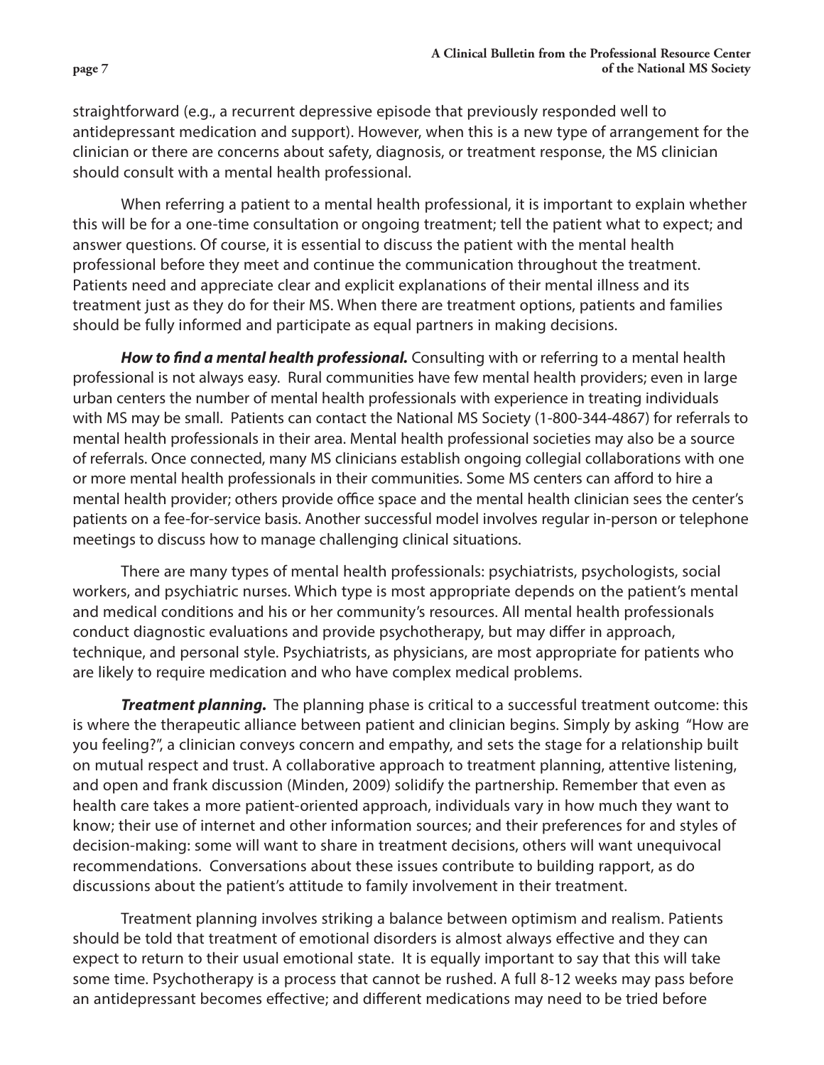straightforward (e.g., a recurrent depressive episode that previously responded well to antidepressant medication and support). However, when this is a new type of arrangement for the clinician or there are concerns about safety, diagnosis, or treatment response, the MS clinician should consult with a mental health professional.

When referring a patient to a mental health professional, it is important to explain whether this will be for a one-time consultation or ongoing treatment; tell the patient what to expect; and answer questions. Of course, it is essential to discuss the patient with the mental health professional before they meet and continue the communication throughout the treatment. Patients need and appreciate clear and explicit explanations of their mental illness and its treatment just as they do for their MS. When there are treatment options, patients and families should be fully informed and participate as equal partners in making decisions.

***How to find a mental health professional.*** Consulting with or referring to a mental health professional is not always easy. Rural communities have few mental health providers; even in large urban centers the number of mental health professionals with experience in treating individuals with MS may be small. Patients can contact the National MS Society (1-800-344-4867) for referrals to mental health professionals in their area. Mental health professional societies may also be a source of referrals. Once connected, many MS clinicians establish ongoing collegial collaborations with one or more mental health professionals in their communities. Some MS centers can afford to hire a mental health provider; others provide office space and the mental health clinician sees the center's patients on a fee-for-service basis. Another successful model involves regular in-person or telephone meetings to discuss how to manage challenging clinical situations.

There are many types of mental health professionals: psychiatrists, psychologists, social workers, and psychiatric nurses. Which type is most appropriate depends on the patient's mental and medical conditions and his or her community's resources. All mental health professionals conduct diagnostic evaluations and provide psychotherapy, but may differ in approach, technique, and personal style. Psychiatrists, as physicians, are most appropriate for patients who are likely to require medication and who have complex medical problems.

***Treatment planning.*** The planning phase is critical to a successful treatment outcome: this is where the therapeutic alliance between patient and clinician begins. Simply by asking "How are you feeling?", a clinician conveys concern and empathy, and sets the stage for a relationship built on mutual respect and trust. A collaborative approach to treatment planning, attentive listening, and open and frank discussion (Minden, 2009) solidify the partnership. Remember that even as health care takes a more patient-oriented approach, individuals vary in how much they want to know; their use of internet and other information sources; and their preferences for and styles of decision-making: some will want to share in treatment decisions, others will want unequivocal recommendations. Conversations about these issues contribute to building rapport, as do discussions about the patient's attitude to family involvement in their treatment.

Treatment planning involves striking a balance between optimism and realism. Patients should be told that treatment of emotional disorders is almost always effective and they can expect to return to their usual emotional state. It is equally important to say that this will take some time. Psychotherapy is a process that cannot be rushed. A full 8-12 weeks may pass before an antidepressant becomes effective; and different medications may need to be tried before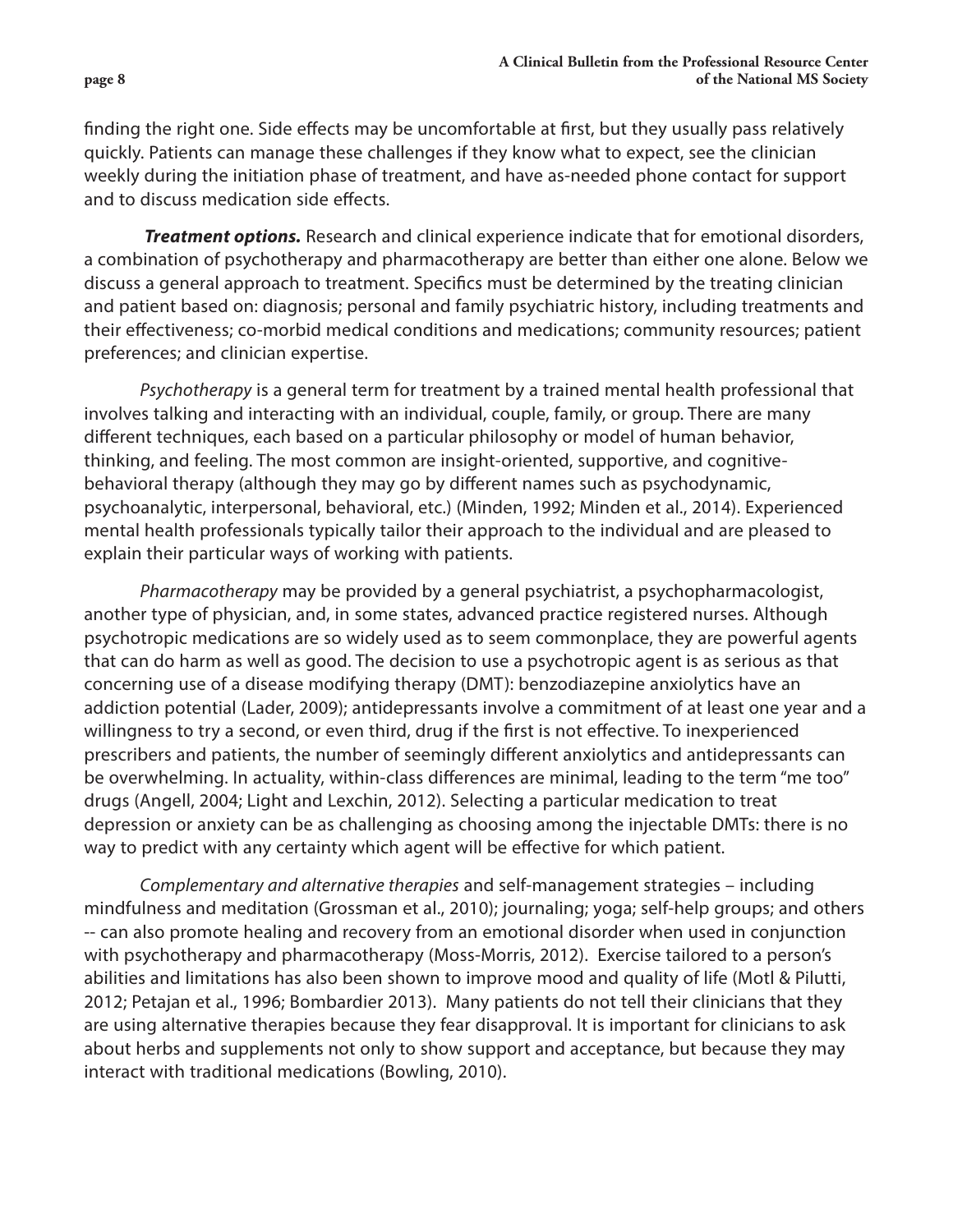finding the right one. Side effects may be uncomfortable at first, but they usually pass relatively quickly. Patients can manage these challenges if they know what to expect, see the clinician weekly during the initiation phase of treatment, and have as-needed phone contact for support and to discuss medication side effects.

***Treatment options.*** Research and clinical experience indicate that for emotional disorders, a combination of psychotherapy and pharmacotherapy are better than either one alone. Below we discuss a general approach to treatment. Specifics must be determined by the treating clinician and patient based on: diagnosis; personal and family psychiatric history, including treatments and their effectiveness; co-morbid medical conditions and medications; community resources; patient preferences; and clinician expertise.

*Psychotherapy* is a general term for treatment by a trained mental health professional that involves talking and interacting with an individual, couple, family, or group. There are many different techniques, each based on a particular philosophy or model of human behavior, thinking, and feeling. The most common are insight-oriented, supportive, and cognitive-behavioral therapy (although they may go by different names such as psychodynamic, psychoanalytic, interpersonal, behavioral, etc.) (Minden, 1992; Minden et al., 2014). Experienced mental health professionals typically tailor their approach to the individual and are pleased to explain their particular ways of working with patients.

*Pharmacotherapy* may be provided by a general psychiatrist, a psychopharmacologist, another type of physician, and, in some states, advanced practice registered nurses. Although psychotropic medications are so widely used as to seem commonplace, they are powerful agents that can do harm as well as good. The decision to use a psychotropic agent is as serious as that concerning use of a disease modifying therapy (DMT): benzodiazepine anxiolytics have an addiction potential (Lader, 2009); antidepressants involve a commitment of at least one year and a willingness to try a second, or even third, drug if the first is not effective. To inexperienced prescribers and patients, the number of seemingly different anxiolytics and antidepressants can be overwhelming. In actuality, within-class differences are minimal, leading to the term "me too" drugs (Angell, 2004; Light and Lexchin, 2012). Selecting a particular medication to treat depression or anxiety can be as challenging as choosing among the injectable DMTs: there is no way to predict with any certainty which agent will be effective for which patient.

*Complementary and alternative therapies* and self-management strategies – including mindfulness and meditation (Grossman et al., 2010); journaling; yoga; self-help groups; and others -- can also promote healing and recovery from an emotional disorder when used in conjunction with psychotherapy and pharmacotherapy (Moss-Morris, 2012). Exercise tailored to a person's abilities and limitations has also been shown to improve mood and quality of life (Motl & Pilutti, 2012; Petajan et al., 1996; Bombardier 2013). Many patients do not tell their clinicians that they are using alternative therapies because they fear disapproval. It is important for clinicians to ask about herbs and supplements not only to show support and acceptance, but because they may interact with traditional medications (Bowling, 2010).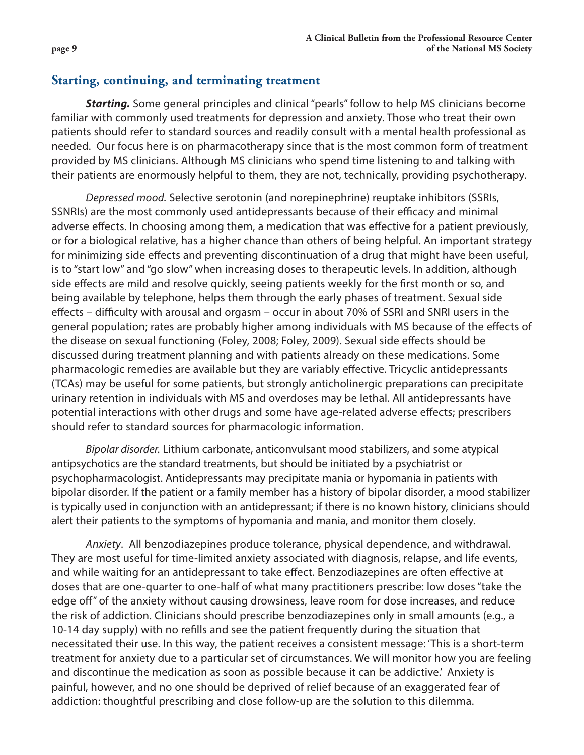## Starting, continuing, and terminating treatment

***Starting.*** Some general principles and clinical "pearls" follow to help MS clinicians become familiar with commonly used treatments for depression and anxiety. Those who treat their own patients should refer to standard sources and readily consult with a mental health professional as needed. Our focus here is on pharmacotherapy since that is the most common form of treatment provided by MS clinicians. Although MS clinicians who spend time listening to and talking with their patients are enormously helpful to them, they are not, technically, providing psychotherapy.

*Depressed mood.* Selective serotonin (and norepinephrine) reuptake inhibitors (SSRIs, SSNRIs) are the most commonly used antidepressants because of their efficacy and minimal adverse effects. In choosing among them, a medication that was effective for a patient previously, or for a biological relative, has a higher chance than others of being helpful. An important strategy for minimizing side effects and preventing discontinuation of a drug that might have been useful, is to "start low" and "go slow" when increasing doses to therapeutic levels. In addition, although side effects are mild and resolve quickly, seeing patients weekly for the first month or so, and being available by telephone, helps them through the early phases of treatment. Sexual side effects – difficulty with arousal and orgasm – occur in about 70% of SSRI and SNRI users in the general population; rates are probably higher among individuals with MS because of the effects of the disease on sexual functioning (Foley, 2008; Foley, 2009). Sexual side effects should be discussed during treatment planning and with patients already on these medications. Some pharmacologic remedies are available but they are variably effective. Tricyclic antidepressants (TCAs) may be useful for some patients, but strongly anticholinergic preparations can precipitate urinary retention in individuals with MS and overdoses may be lethal. All antidepressants have potential interactions with other drugs and some have age-related adverse effects; prescribers should refer to standard sources for pharmacologic information.

*Bipolar disorder.* Lithium carbonate, anticonvulsant mood stabilizers, and some atypical antipsychotics are the standard treatments, but should be initiated by a psychiatrist or psychopharmacologist. Antidepressants may precipitate mania or hypomania in patients with bipolar disorder. If the patient or a family member has a history of bipolar disorder, a mood stabilizer is typically used in conjunction with an antidepressant; if there is no known history, clinicians should alert their patients to the symptoms of hypomania and mania, and monitor them closely.

*Anxiety*. All benzodiazepines produce tolerance, physical dependence, and withdrawal. They are most useful for time-limited anxiety associated with diagnosis, relapse, and life events, and while waiting for an antidepressant to take effect. Benzodiazepines are often effective at doses that are one-quarter to one-half of what many practitioners prescribe: low doses "take the edge off" of the anxiety without causing drowsiness, leave room for dose increases, and reduce the risk of addiction. Clinicians should prescribe benzodiazepines only in small amounts (e.g., a 10-14 day supply) with no refills and see the patient frequently during the situation that necessitated their use. In this way, the patient receives a consistent message: 'This is a short-term treatment for anxiety due to a particular set of circumstances. We will monitor how you are feeling and discontinue the medication as soon as possible because it can be addictive.' Anxiety is painful, however, and no one should be deprived of relief because of an exaggerated fear of addiction: thoughtful prescribing and close follow-up are the solution to this dilemma.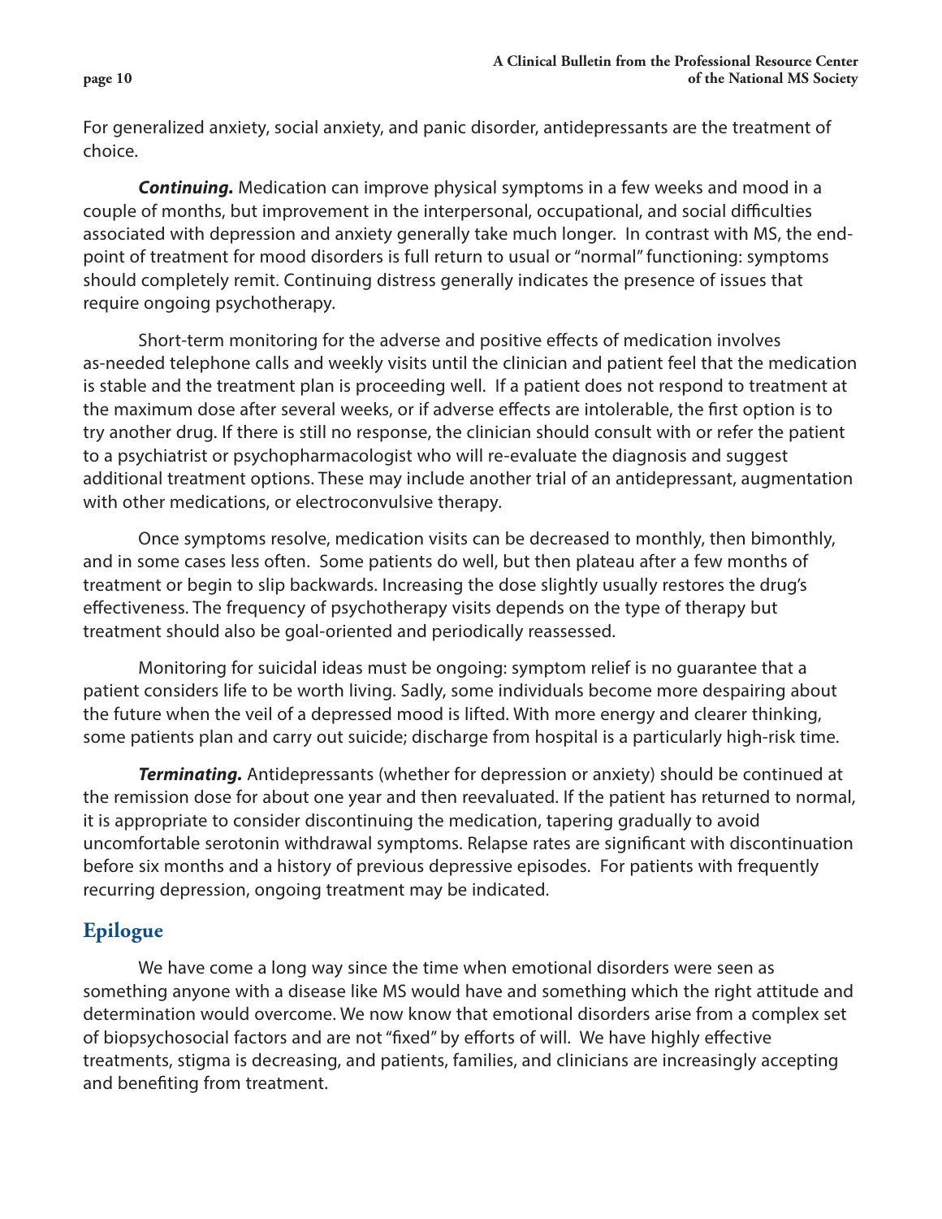For generalized anxiety, social anxiety, and panic disorder, antidepressants are the treatment of choice.

***Continuing.*** Medication can improve physical symptoms in a few weeks and mood in a couple of months, but improvement in the interpersonal, occupational, and social difficulties associated with depression and anxiety generally take much longer. In contrast with MS, the end-point of treatment for mood disorders is full return to usual or "normal" functioning: symptoms should completely remit. Continuing distress generally indicates the presence of issues that require ongoing psychotherapy.

Short-term monitoring for the adverse and positive effects of medication involves as-needed telephone calls and weekly visits until the clinician and patient feel that the medication is stable and the treatment plan is proceeding well. If a patient does not respond to treatment at the maximum dose after several weeks, or if adverse effects are intolerable, the first option is to try another drug. If there is still no response, the clinician should consult with or refer the patient to a psychiatrist or psychopharmacologist who will re-evaluate the diagnosis and suggest additional treatment options. These may include another trial of an antidepressant, augmentation with other medications, or electroconvulsive therapy.

Once symptoms resolve, medication visits can be decreased to monthly, then bimonthly, and in some cases less often. Some patients do well, but then plateau after a few months of treatment or begin to slip backwards. Increasing the dose slightly usually restores the drug's effectiveness. The frequency of psychotherapy visits depends on the type of therapy but treatment should also be goal-oriented and periodically reassessed.

Monitoring for suicidal ideas must be ongoing: symptom relief is no guarantee that a patient considers life to be worth living. Sadly, some individuals become more despairing about the future when the veil of a depressed mood is lifted. With more energy and clearer thinking, some patients plan and carry out suicide; discharge from hospital is a particularly high-risk time.

***Terminating.*** Antidepressants (whether for depression or anxiety) should be continued at the remission dose for about one year and then reevaluated. If the patient has returned to normal, it is appropriate to consider discontinuing the medication, tapering gradually to avoid uncomfortable serotonin withdrawal symptoms. Relapse rates are significant with discontinuation before six months and a history of previous depressive episodes. For patients with frequently recurring depression, ongoing treatment may be indicated.

## Epilogue

We have come a long way since the time when emotional disorders were seen as something anyone with a disease like MS would have and something which the right attitude and determination would overcome. We now know that emotional disorders arise from a complex set of biopsychosocial factors and are not "fixed" by efforts of will. We have highly effective treatments, stigma is decreasing, and patients, families, and clinicians are increasingly accepting and benefiting from treatment.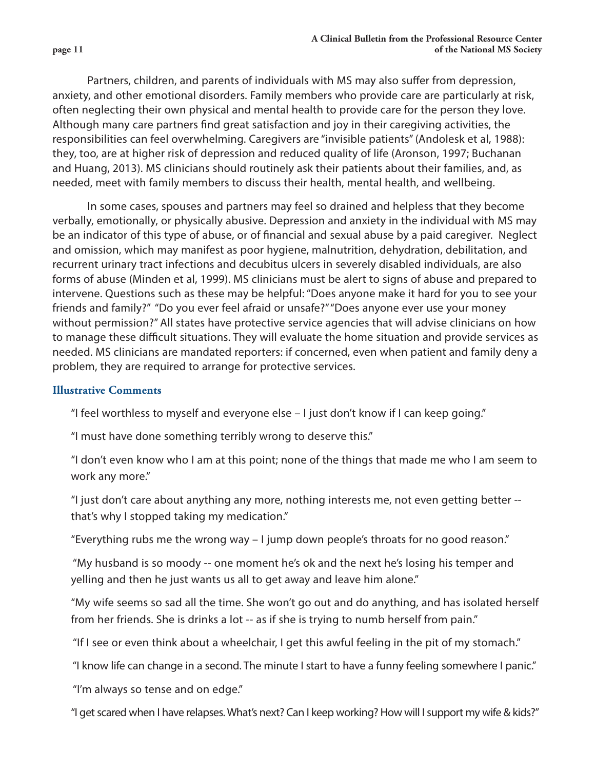Partners, children, and parents of individuals with MS may also suffer from depression, anxiety, and other emotional disorders. Family members who provide care are particularly at risk, often neglecting their own physical and mental health to provide care for the person they love. Although many care partners find great satisfaction and joy in their caregiving activities, the responsibilities can feel overwhelming. Caregivers are "invisible patients" (Andolesk et al, 1988): they, too, are at higher risk of depression and reduced quality of life (Aronson, 1997; Buchanan and Huang, 2013). MS clinicians should routinely ask their patients about their families, and, as needed, meet with family members to discuss their health, mental health, and wellbeing.

In some cases, spouses and partners may feel so drained and helpless that they become verbally, emotionally, or physically abusive. Depression and anxiety in the individual with MS may be an indicator of this type of abuse, or of financial and sexual abuse by a paid caregiver. Neglect and omission, which may manifest as poor hygiene, malnutrition, dehydration, debilitation, and recurrent urinary tract infections and decubitus ulcers in severely disabled individuals, are also forms of abuse (Minden et al, 1999). MS clinicians must be alert to signs of abuse and prepared to intervene. Questions such as these may be helpful: "Does anyone make it hard for you to see your friends and family?" "Do you ever feel afraid or unsafe?" "Does anyone ever use your money without permission?" All states have protective service agencies that will advise clinicians on how to manage these difficult situations. They will evaluate the home situation and provide services as needed. MS clinicians are mandated reporters: if concerned, even when patient and family deny a problem, they are required to arrange for protective services.

### Illustrative Comments

"I feel worthless to myself and everyone else – I just don't know if I can keep going."

"I must have done something terribly wrong to deserve this."

"I don't even know who I am at this point; none of the things that made me who I am seem to work any more."

"I just don't care about anything any more, nothing interests me, not even getting better -- that's why I stopped taking my medication."

"Everything rubs me the wrong way – I jump down people's throats for no good reason."

"My husband is so moody -- one moment he's ok and the next he's losing his temper and yelling and then he just wants us all to get away and leave him alone."

"My wife seems so sad all the time. She won't go out and do anything, and has isolated herself from her friends. She is drinks a lot -- as if she is trying to numb herself from pain."

"If I see or even think about a wheelchair, I get this awful feeling in the pit of my stomach."

"I know life can change in a second. The minute I start to have a funny feeling somewhere I panic."

"I'm always so tense and on edge."

"I get scared when I have relapses. What's next? Can I keep working? How will I support my wife & kids?"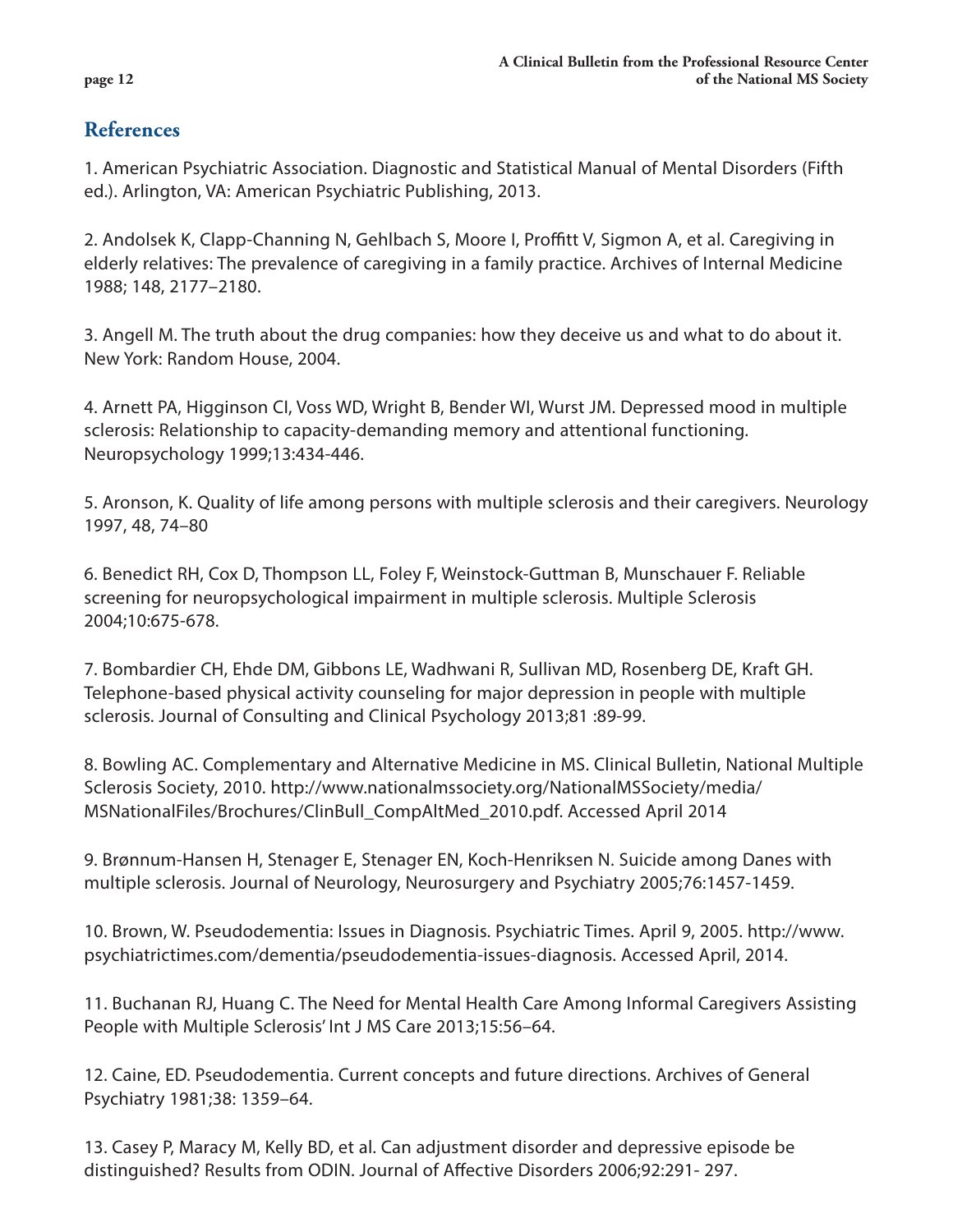## References

1. American Psychiatric Association. Diagnostic and Statistical Manual of Mental Disorders (Fifth ed.). Arlington, VA: American Psychiatric Publishing, 2013.

2. Andolsek K, Clapp-Channing N, Gehlbach S, Moore I, Proffitt V, Sigmon A, et al. Caregiving in elderly relatives: The prevalence of caregiving in a family practice. Archives of Internal Medicine 1988; 148, 2177–2180.

3. Angell M. The truth about the drug companies: how they deceive us and what to do about it. New York: Random House, 2004.

4. Arnett PA, Higginson CI, Voss WD, Wright B, Bender WI, Wurst JM. Depressed mood in multiple sclerosis: Relationship to capacity-demanding memory and attentional functioning. Neuropsychology 1999;13:434-446.

5. Aronson, K. Quality of life among persons with multiple sclerosis and their caregivers. Neurology 1997, 48, 74–80

6. Benedict RH, Cox D, Thompson LL, Foley F, Weinstock-Guttman B, Munschauer F. Reliable screening for neuropsychological impairment in multiple sclerosis. Multiple Sclerosis 2004;10:675-678.

7. Bombardier CH, Ehde DM, Gibbons LE, Wadhwani R, Sullivan MD, Rosenberg DE, Kraft GH. Telephone-based physical activity counseling for major depression in people with multiple sclerosis. Journal of Consulting and Clinical Psychology 2013;81 :89-99.

8. Bowling AC. Complementary and Alternative Medicine in MS. Clinical Bulletin, National Multiple Sclerosis Society, 2010. http://www.nationalmssociety.org/NationalMSSociety/media/MSNationalFiles/Brochures/ClinBull_CompAltMed_2010.pdf. Accessed April 2014

9. Brønnum-Hansen H, Stenager E, Stenager EN, Koch-Henriksen N. Suicide among Danes with multiple sclerosis. Journal of Neurology, Neurosurgery and Psychiatry 2005;76:1457-1459.

10. Brown, W. Pseudodementia: Issues in Diagnosis. Psychiatric Times. April 9, 2005. http://www.psychiatrictimes.com/dementia/pseudodementia-issues-diagnosis. Accessed April, 2014.

11. Buchanan RJ, Huang C. The Need for Mental Health Care Among Informal Caregivers Assisting People with Multiple Sclerosis' Int J MS Care 2013;15:56–64.

12. Caine, ED. Pseudodementia. Current concepts and future directions. Archives of General Psychiatry 1981;38: 1359–64.

13. Casey P, Maracy M, Kelly BD, et al. Can adjustment disorder and depressive episode be distinguished? Results from ODIN. Journal of Affective Disorders 2006;92:291- 297.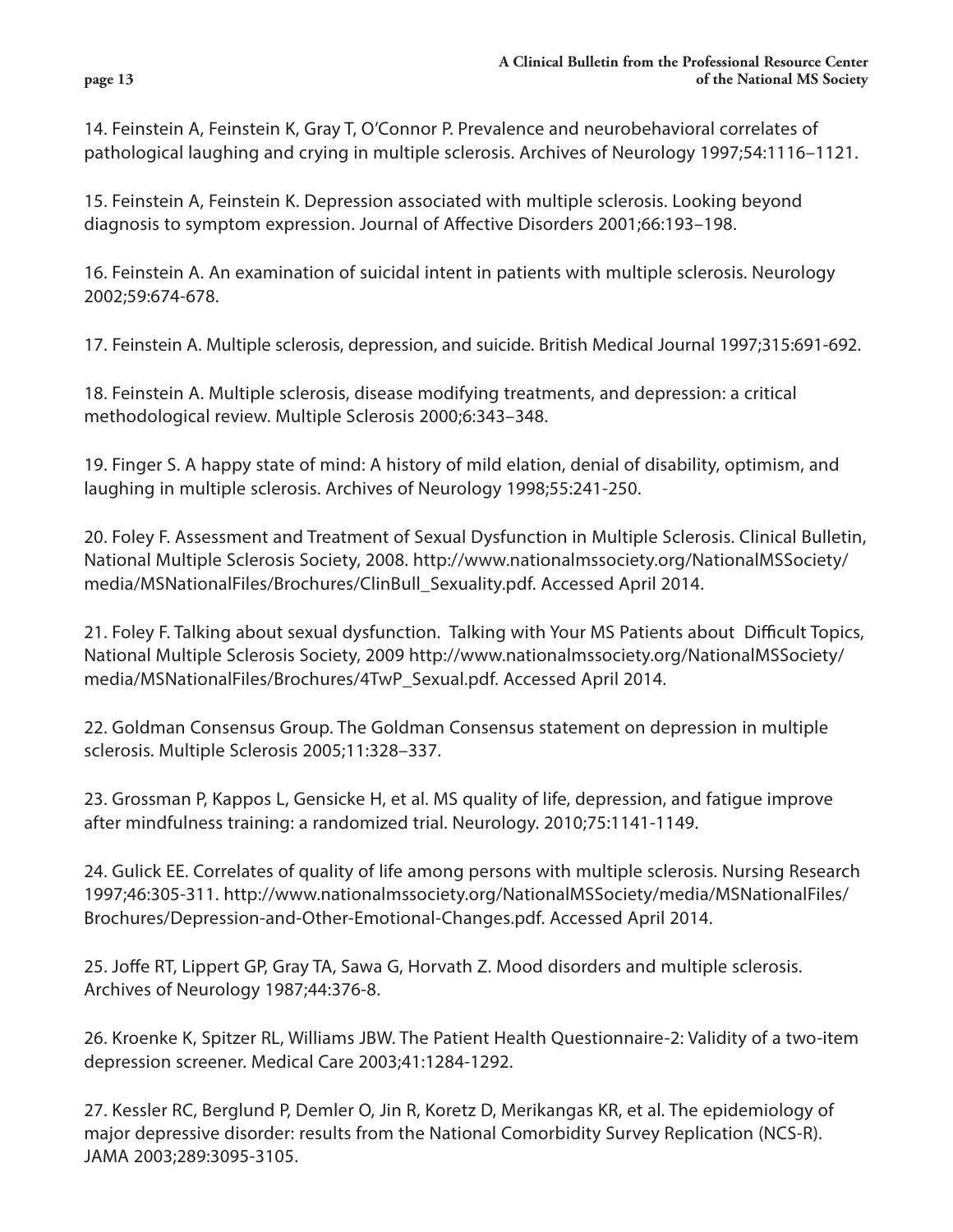14. Feinstein A, Feinstein K, Gray T, O'Connor P. Prevalence and neurobehavioral correlates of pathological laughing and crying in multiple sclerosis. Archives of Neurology 1997;54:1116–1121.

15. Feinstein A, Feinstein K. Depression associated with multiple sclerosis. Looking beyond diagnosis to symptom expression. Journal of Affective Disorders 2001;66:193–198.

16. Feinstein A. An examination of suicidal intent in patients with multiple sclerosis. Neurology 2002;59:674-678.

17. Feinstein A. Multiple sclerosis, depression, and suicide. British Medical Journal 1997;315:691-692.

18. Feinstein A. Multiple sclerosis, disease modifying treatments, and depression: a critical methodological review. Multiple Sclerosis 2000;6:343–348.

19. Finger S. A happy state of mind: A history of mild elation, denial of disability, optimism, and laughing in multiple sclerosis. Archives of Neurology 1998;55:241-250.

20. Foley F. Assessment and Treatment of Sexual Dysfunction in Multiple Sclerosis. Clinical Bulletin, National Multiple Sclerosis Society, 2008. http://www.nationalmssociety.org/NationalMSSociety/media/MSNationalFiles/Brochures/ClinBull_Sexuality.pdf. Accessed April 2014.

21. Foley F. Talking about sexual dysfunction. Talking with Your MS Patients about Difficult Topics, National Multiple Sclerosis Society, 2009 http://www.nationalmssociety.org/NationalMSSociety/media/MSNationalFiles/Brochures/4TwP_Sexual.pdf. Accessed April 2014.

22. Goldman Consensus Group. The Goldman Consensus statement on depression in multiple sclerosis. Multiple Sclerosis 2005;11:328–337.

23. Grossman P, Kappos L, Gensicke H, et al. MS quality of life, depression, and fatigue improve after mindfulness training: a randomized trial. Neurology. 2010;75:1141-1149.

24. Gulick EE. Correlates of quality of life among persons with multiple sclerosis. Nursing Research 1997;46:305-311. http://www.nationalmssociety.org/NationalMSSociety/media/MSNationalFiles/Brochures/Depression-and-Other-Emotional-Changes.pdf. Accessed April 2014.

25. Joffe RT, Lippert GP, Gray TA, Sawa G, Horvath Z. Mood disorders and multiple sclerosis. Archives of Neurology 1987;44:376-8.

26. Kroenke K, Spitzer RL, Williams JBW. The Patient Health Questionnaire-2: Validity of a two-item depression screener. Medical Care 2003;41:1284-1292.

27. Kessler RC, Berglund P, Demler O, Jin R, Koretz D, Merikangas KR, et al. The epidemiology of major depressive disorder: results from the National Comorbidity Survey Replication (NCS-R). JAMA 2003;289:3095-3105.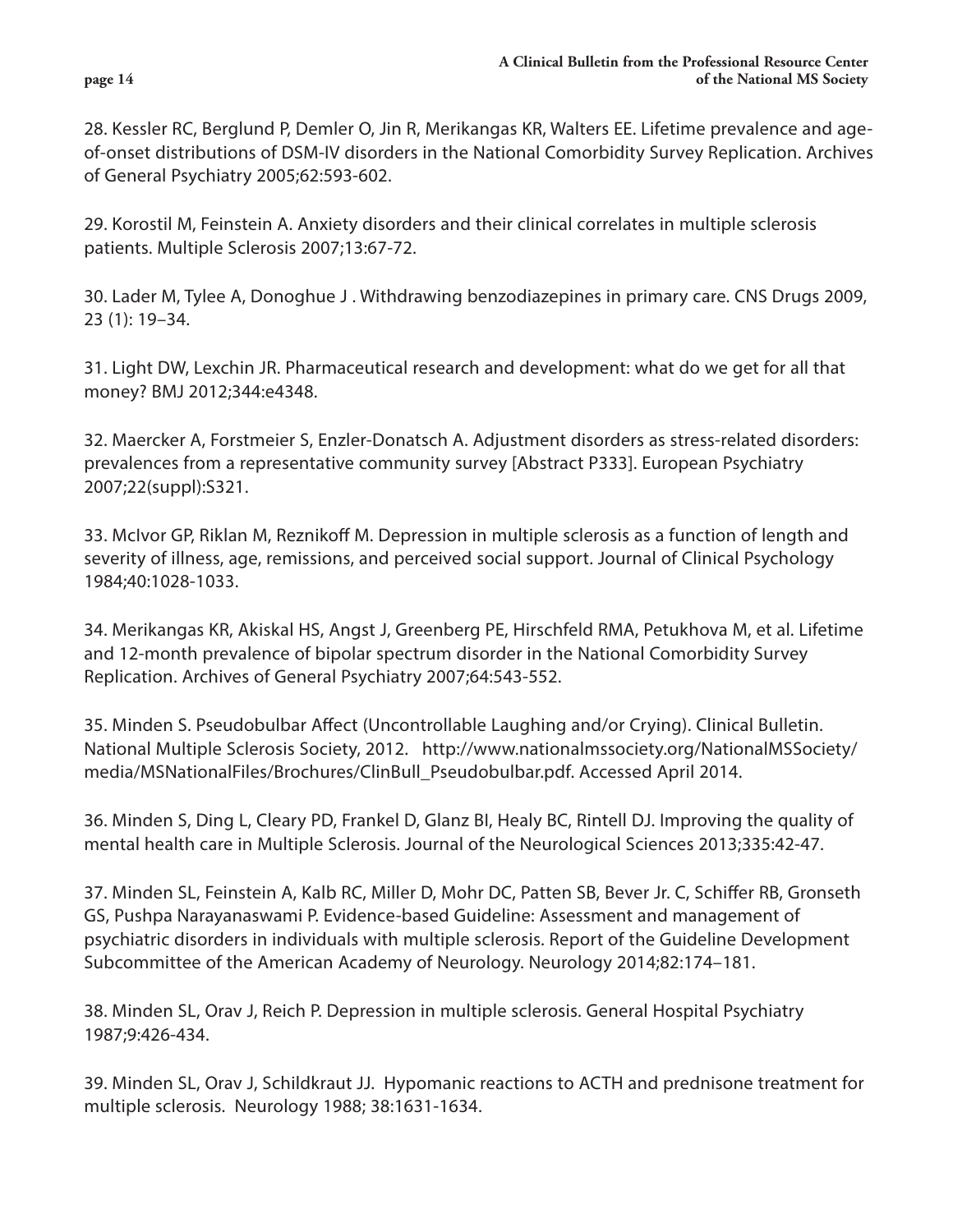28. Kessler RC, Berglund P, Demler O, Jin R, Merikangas KR, Walters EE. Lifetime prevalence and age-of-onset distributions of DSM-IV disorders in the National Comorbidity Survey Replication. Archives of General Psychiatry 2005;62:593-602.

29. Korostil M, Feinstein A. Anxiety disorders and their clinical correlates in multiple sclerosis patients. Multiple Sclerosis 2007;13:67-72.

30. Lader M, Tylee A, Donoghue J . Withdrawing benzodiazepines in primary care. CNS Drugs 2009, 23 (1): 19–34.

31. Light DW, Lexchin JR. Pharmaceutical research and development: what do we get for all that money? BMJ 2012;344:e4348.

32. Maercker A, Forstmeier S, Enzler-Donatsch A. Adjustment disorders as stress-related disorders: prevalences from a representative community survey [Abstract P333]. European Psychiatry 2007;22(suppl):S321.

33. McIvor GP, Riklan M, Reznikoff M. Depression in multiple sclerosis as a function of length and severity of illness, age, remissions, and perceived social support. Journal of Clinical Psychology 1984;40:1028-1033.

34. Merikangas KR, Akiskal HS, Angst J, Greenberg PE, Hirschfeld RMA, Petukhova M, et al. Lifetime and 12-month prevalence of bipolar spectrum disorder in the National Comorbidity Survey Replication. Archives of General Psychiatry 2007;64:543-552.

35. Minden S. Pseudobulbar Affect (Uncontrollable Laughing and/or Crying). Clinical Bulletin. National Multiple Sclerosis Society, 2012. http://www.nationalmssociety.org/NationalMSSociety/media/MSNationalFiles/Brochures/ClinBull_Pseudobulbar.pdf. Accessed April 2014.

36. Minden S, Ding L, Cleary PD, Frankel D, Glanz BI, Healy BC, Rintell DJ. Improving the quality of mental health care in Multiple Sclerosis. Journal of the Neurological Sciences 2013;335:42-47.

37. Minden SL, Feinstein A, Kalb RC, Miller D, Mohr DC, Patten SB, Bever Jr. C, Schiffer RB, Gronseth GS, Pushpa Narayanaswami P. Evidence-based Guideline: Assessment and management of psychiatric disorders in individuals with multiple sclerosis. Report of the Guideline Development Subcommittee of the American Academy of Neurology. Neurology 2014;82:174–181.

38. Minden SL, Orav J, Reich P. Depression in multiple sclerosis. General Hospital Psychiatry 1987;9:426-434.

39. Minden SL, Orav J, Schildkraut JJ. Hypomanic reactions to ACTH and prednisone treatment for multiple sclerosis. Neurology 1988; 38:1631-1634.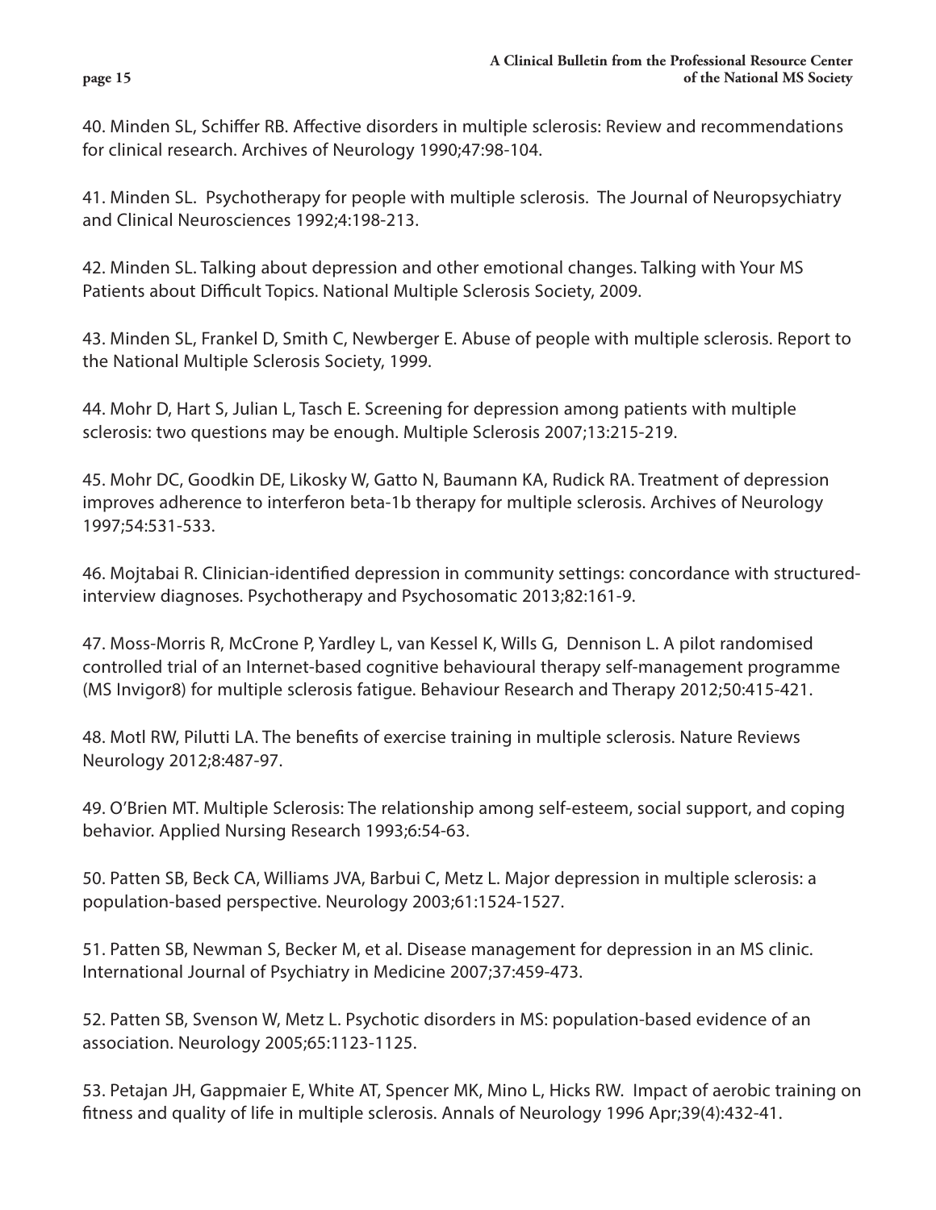40. Minden SL, Schiffer RB. Affective disorders in multiple sclerosis: Review and recommendations for clinical research. Archives of Neurology 1990;47:98-104.

41. Minden SL. Psychotherapy for people with multiple sclerosis. The Journal of Neuropsychiatry and Clinical Neurosciences 1992;4:198-213.

42. Minden SL. Talking about depression and other emotional changes. Talking with Your MS Patients about Difficult Topics. National Multiple Sclerosis Society, 2009.

43. Minden SL, Frankel D, Smith C, Newberger E. Abuse of people with multiple sclerosis. Report to the National Multiple Sclerosis Society, 1999.

44. Mohr D, Hart S, Julian L, Tasch E. Screening for depression among patients with multiple sclerosis: two questions may be enough. Multiple Sclerosis 2007;13:215-219.

45. Mohr DC, Goodkin DE, Likosky W, Gatto N, Baumann KA, Rudick RA. Treatment of depression improves adherence to interferon beta-1b therapy for multiple sclerosis. Archives of Neurology 1997;54:531-533.

46. Mojtabai R. Clinician-identified depression in community settings: concordance with structured-interview diagnoses. Psychotherapy and Psychosomatic 2013;82:161-9.

47. Moss-Morris R, McCrone P, Yardley L, van Kessel K, Wills G, Dennison L. A pilot randomised controlled trial of an Internet-based cognitive behavioural therapy self-management programme (MS Invigor8) for multiple sclerosis fatigue. Behaviour Research and Therapy 2012;50:415-421.

48. Motl RW, Pilutti LA. The benefits of exercise training in multiple sclerosis. Nature Reviews Neurology 2012;8:487-97.

49. O'Brien MT. Multiple Sclerosis: The relationship among self-esteem, social support, and coping behavior. Applied Nursing Research 1993;6:54-63.

50. Patten SB, Beck CA, Williams JVA, Barbui C, Metz L. Major depression in multiple sclerosis: a population-based perspective. Neurology 2003;61:1524-1527.

51. Patten SB, Newman S, Becker M, et al. Disease management for depression in an MS clinic. International Journal of Psychiatry in Medicine 2007;37:459-473.

52. Patten SB, Svenson W, Metz L. Psychotic disorders in MS: population-based evidence of an association. Neurology 2005;65:1123-1125.

53. Petajan JH, Gappmaier E, White AT, Spencer MK, Mino L, Hicks RW. Impact of aerobic training on fitness and quality of life in multiple sclerosis. Annals of Neurology 1996 Apr;39(4):432-41.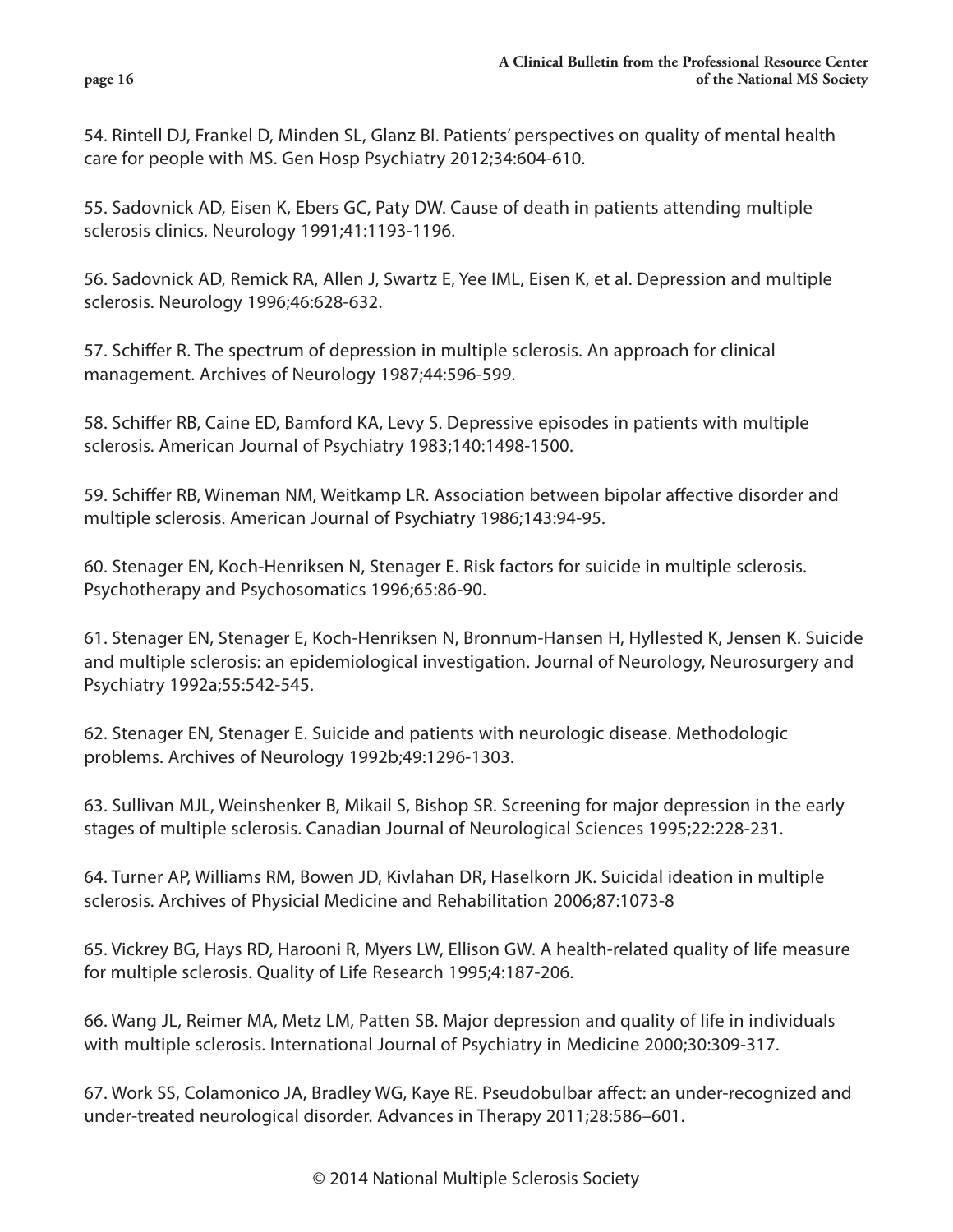54. Rintell DJ, Frankel D, Minden SL, Glanz BI. Patients' perspectives on quality of mental health care for people with MS. Gen Hosp Psychiatry 2012;34:604-610.

55. Sadovnick AD, Eisen K, Ebers GC, Paty DW. Cause of death in patients attending multiple sclerosis clinics. Neurology 1991;41:1193-1196.

56. Sadovnick AD, Remick RA, Allen J, Swartz E, Yee IML, Eisen K, et al. Depression and multiple sclerosis. Neurology 1996;46:628-632.

57. Schiffer R. The spectrum of depression in multiple sclerosis. An approach for clinical management. Archives of Neurology 1987;44:596-599.

58. Schiffer RB, Caine ED, Bamford KA, Levy S. Depressive episodes in patients with multiple sclerosis. American Journal of Psychiatry 1983;140:1498-1500.

59. Schiffer RB, Wineman NM, Weitkamp LR. Association between bipolar affective disorder and multiple sclerosis. American Journal of Psychiatry 1986;143:94-95.

60. Stenager EN, Koch-Henriksen N, Stenager E. Risk factors for suicide in multiple sclerosis. Psychotherapy and Psychosomatics 1996;65:86-90.

61. Stenager EN, Stenager E, Koch-Henriksen N, Bronnum-Hansen H, Hyllested K, Jensen K. Suicide and multiple sclerosis: an epidemiological investigation. Journal of Neurology, Neurosurgery and Psychiatry 1992a;55:542-545.

62. Stenager EN, Stenager E. Suicide and patients with neurologic disease. Methodologic problems. Archives of Neurology 1992b;49:1296-1303.

63. Sullivan MJL, Weinshenker B, Mikail S, Bishop SR. Screening for major depression in the early stages of multiple sclerosis. Canadian Journal of Neurological Sciences 1995;22:228-231.

64. Turner AP, Williams RM, Bowen JD, Kivlahan DR, Haselkorn JK. Suicidal ideation in multiple sclerosis. Archives of Physicial Medicine and Rehabilitation 2006;87:1073-8

65. Vickrey BG, Hays RD, Harooni R, Myers LW, Ellison GW. A health-related quality of life measure for multiple sclerosis. Quality of Life Research 1995;4:187-206.

66. Wang JL, Reimer MA, Metz LM, Patten SB. Major depression and quality of life in individuals with multiple sclerosis. International Journal of Psychiatry in Medicine 2000;30:309-317.

67. Work SS, Colamonico JA, Bradley WG, Kaye RE. Pseudobulbar affect: an under-recognized and under-treated neurological disorder. Advances in Therapy 2011;28:586–601.

© 2014 National Multiple Sclerosis Society